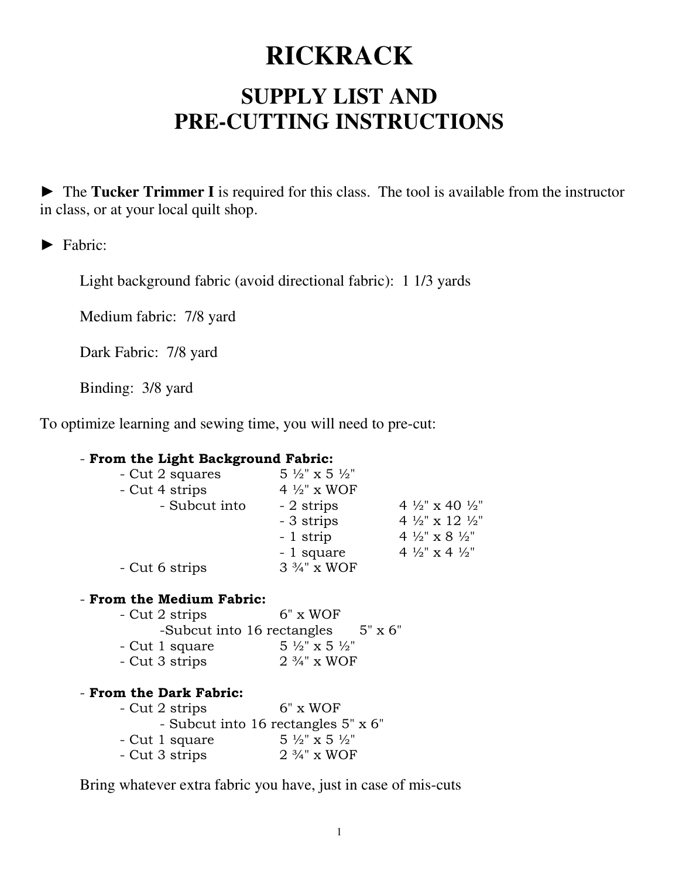# RICKRACK

## SUPPLY LIST AND PRE-CUTTING INSTRUCTIONS

► The **Tucker Trimmer I** is required for this class. The tool is available from the instructor in class, or at your local quilt shop.

► Fabric:

Light background fabric (avoid directional fabric): 1 1/3 yards

Medium fabric: 7/8 yard

Dark Fabric: 7/8 yard

Binding: 3/8 yard

To optimize learning and sewing time, you will need to pre-cut:

- **From the Light Background Fabric:**
  - Cut 2 squares 5 ½" x 5 ½"
  - Cut 4 strips 4 ½" x WOF
    - Subcut into
      - 2 strips 4 ½" x 40 ½"
      - 3 strips 4 ½" x 12 ½"
      - 1 strip 4 ½" x 8 ½"
      - 1 square 4 ½" x 4 ½"
  - Cut 6 strips 3 ¾" x WOF

- **From the Medium Fabric:**
  - Cut 2 strips 6" x WOF
    - Subcut into 16 rectangles 5" x 6"
  - Cut 1 square 5 ½" x 5 ½"
  - Cut 3 strips 2 ¾" x WOF

- **From the Dark Fabric:**
  - Cut 2 strips 6" x WOF
    - Subcut into 16 rectangles 5" x 6"
  - Cut 1 square 5 ½" x 5 ½"
  - Cut 3 strips 2 ¾" x WOF

Bring whatever extra fabric you have, just in case of mis-cuts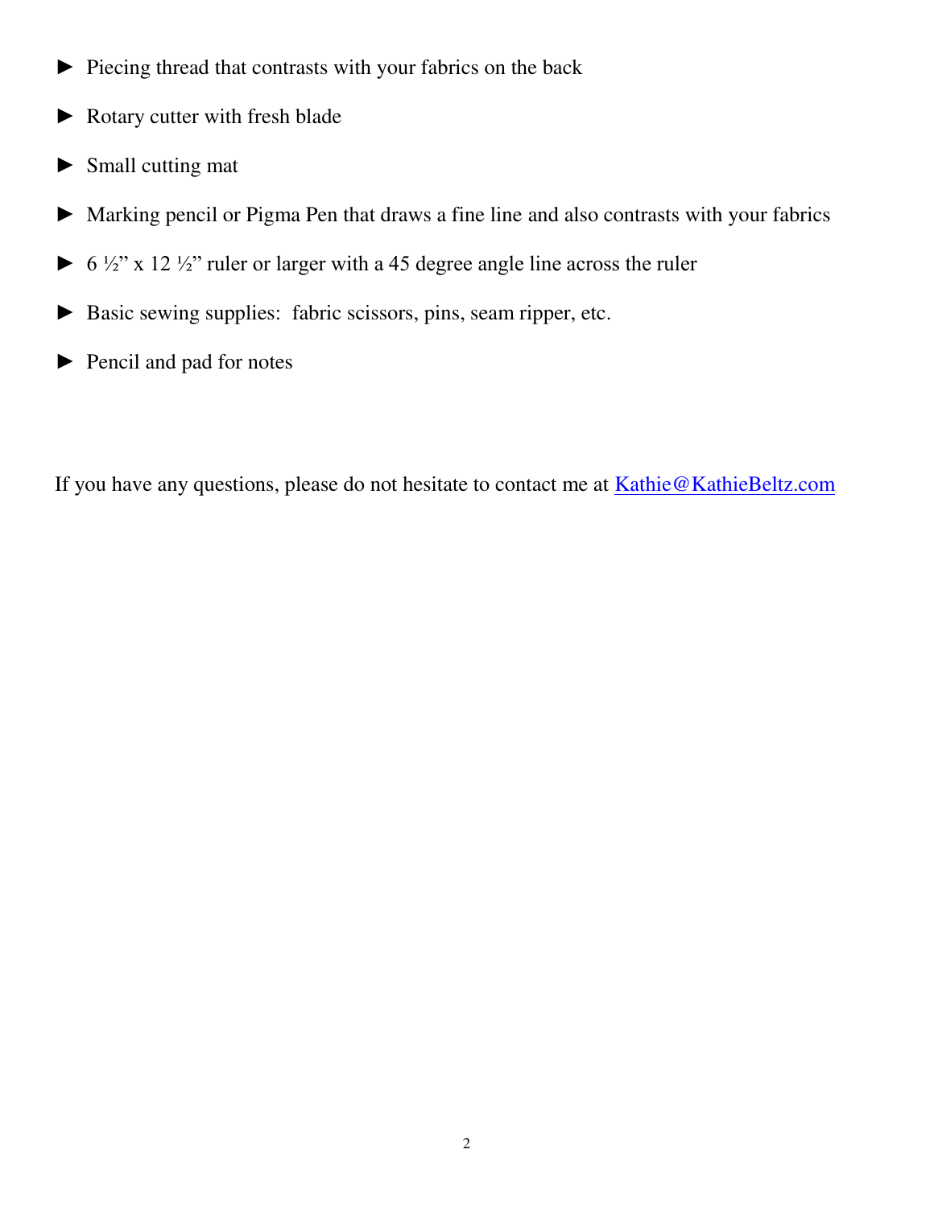- Piecing thread that contrasts with your fabrics on the back
- Rotary cutter with fresh blade
- Small cutting mat
- Marking pencil or Pigma Pen that draws a fine line and also contrasts with your fabrics
- 6 ½" x 12 ½" ruler or larger with a 45 degree angle line across the ruler
- Basic sewing supplies: fabric scissors, pins, seam ripper, etc.
- Pencil and pad for notes

If you have any questions, please do not hesitate to contact me at [Kathie@KathieBeltz.com](mailto:Kathie@KathieBeltz.com)